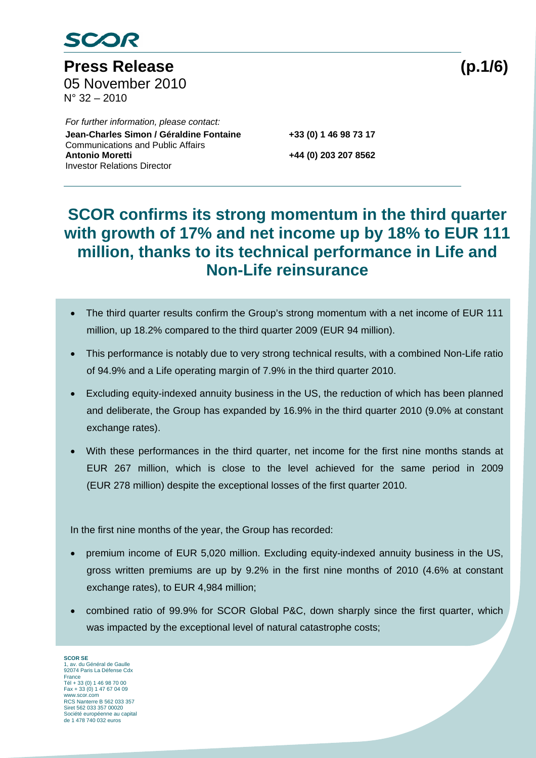SCOR

# Press Release

05 November 2010
N° 32 – 2010

*For further information, please contact:*

**Jean-Charles Simon / Géraldine Fontaine** **+33 (0) 1 46 98 73 17**
Communications and Public Affairs
**Antonio Moretti** **+44 (0) 203 207 8562**
Investor Relations Director

## SCOR confirms its strong momentum in the third quarter with growth of 17% and net income up by 18% to EUR 111 million, thanks to its technical performance in Life and Non-Life reinsurance

- The third quarter results confirm the Group's strong momentum with a net income of EUR 111 million, up 18.2% compared to the third quarter 2009 (EUR 94 million).
- This performance is notably due to very strong technical results, with a combined Non-Life ratio of 94.9% and a Life operating margin of 7.9% in the third quarter 2010.
- Excluding equity-indexed annuity business in the US, the reduction of which has been planned and deliberate, the Group has expanded by 16.9% in the third quarter 2010 (9.0% at constant exchange rates).
- With these performances in the third quarter, net income for the first nine months stands at EUR 267 million, which is close to the level achieved for the same period in 2009 (EUR 278 million) despite the exceptional losses of the first quarter 2010.

In the first nine months of the year, the Group has recorded:

- premium income of EUR 5,020 million. Excluding equity-indexed annuity business in the US, gross written premiums are up by 9.2% in the first nine months of 2010 (4.6% at constant exchange rates), to EUR 4,984 million;
- combined ratio of 99.9% for SCOR Global P&C, down sharply since the first quarter, which was impacted by the exceptional level of natural catastrophe costs;

**SCOR SE**
1, av. du Général de Gaulle
92074 Paris La Défense Cdx
France
Tél + 33 (0) 1 46 98 70 00
Fax + 33 (0) 1 47 67 04 09
www.scor.com
RCS Nanterre B 562 033 357
Siret 562 033 357 00020
Société européenne au capital de 1 478 740 032 euros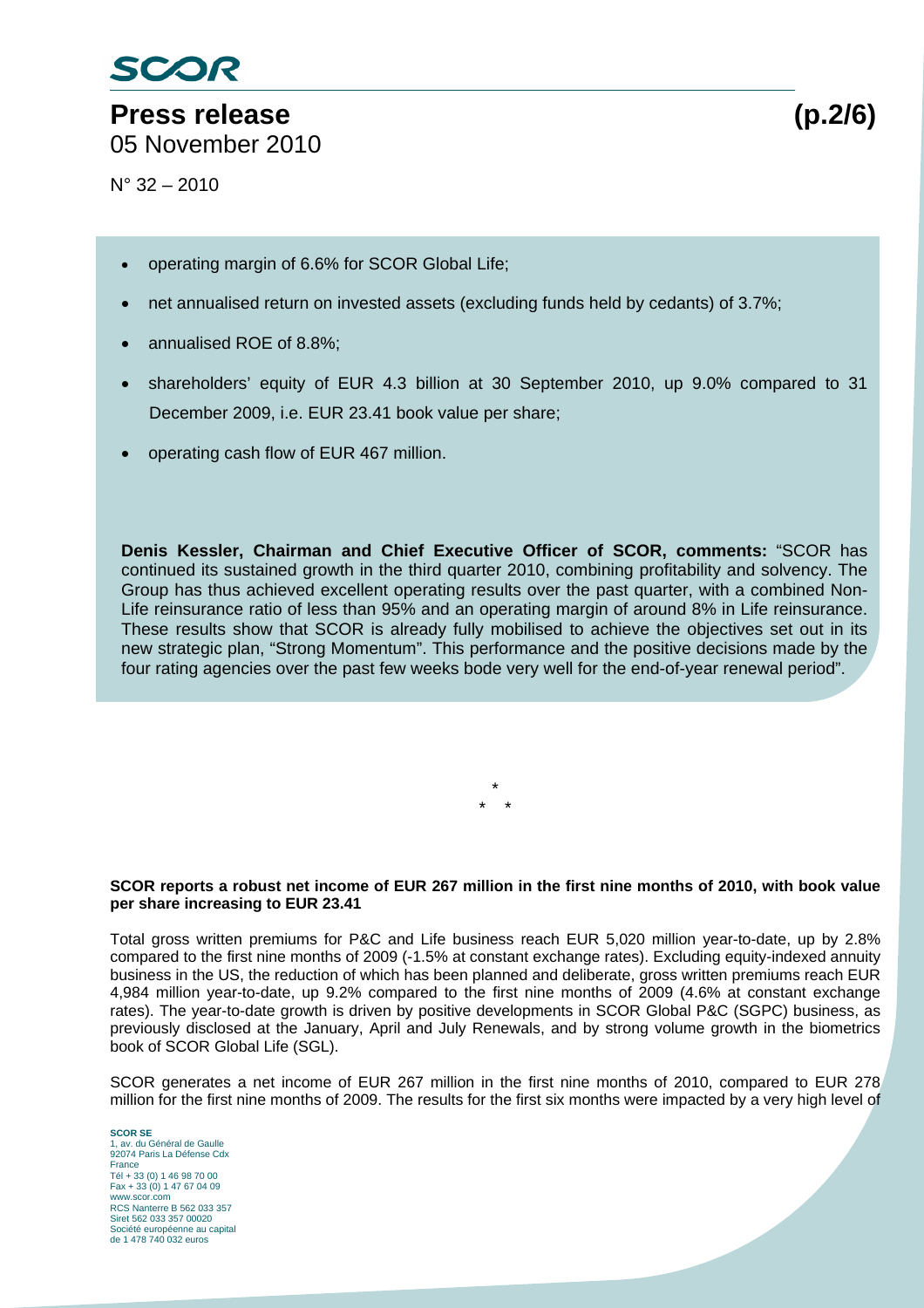- operating margin of 6.6% for SCOR Global Life;
- net annualised return on invested assets (excluding funds held by cedants) of 3.7%;
- annualised ROE of 8.8%;
- shareholders' equity of EUR 4.3 billion at 30 September 2010, up 9.0% compared to 31 December 2009, i.e. EUR 23.41 book value per share;
- operating cash flow of EUR 467 million.

**Denis Kessler, Chairman and Chief Executive Officer of SCOR, comments:** "SCOR has continued its sustained growth in the third quarter 2010, combining profitability and solvency. The Group has thus achieved excellent operating results over the past quarter, with a combined Non-Life reinsurance ratio of less than 95% and an operating margin of around 8% in Life reinsurance. These results show that SCOR is already fully mobilised to achieve the objectives set out in its new strategic plan, "Strong Momentum". This performance and the positive decisions made by the four rating agencies over the past few weeks bode very well for the end-of-year renewal period".

\*
\* \*

**SCOR reports a robust net income of EUR 267 million in the first nine months of 2010, with book value per share increasing to EUR 23.41**

Total gross written premiums for P&C and Life business reach EUR 5,020 million year-to-date, up by 2.8% compared to the first nine months of 2009 (-1.5% at constant exchange rates). Excluding equity-indexed annuity business in the US, the reduction of which has been planned and deliberate, gross written premiums reach EUR 4,984 million year-to-date, up 9.2% compared to the first nine months of 2009 (4.6% at constant exchange rates). The year-to-date growth is driven by positive developments in SCOR Global P&C (SGPC) business, as previously disclosed at the January, April and July Renewals, and by strong volume growth in the biometrics book of SCOR Global Life (SGL).

SCOR generates a net income of EUR 267 million in the first nine months of 2010, compared to EUR 278 million for the first nine months of 2009. The results for the first six months were impacted by a very high level of

**SCOR SE**
1, av. du Général de Gaulle
92074 Paris La Défense Cdx
France
Tél + 33 (0) 1 46 98 70 00
Fax + 33 (0) 1 47 67 04 09
www.scor.com
RCS Nanterre B 562 033 357
Siret 562 033 357 00020
Société européenne au capital
de 1 478 740 032 euros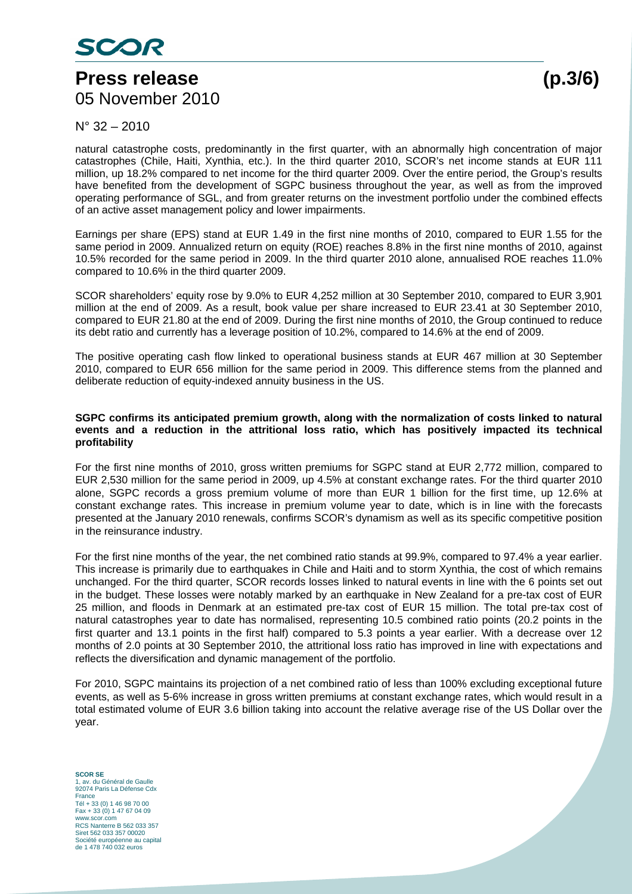natural catastrophe costs, predominantly in the first quarter, with an abnormally high concentration of major catastrophes (Chile, Haiti, Xynthia, etc.). In the third quarter 2010, SCOR's net income stands at EUR 111 million, up 18.2% compared to net income for the third quarter 2009. Over the entire period, the Group's results have benefited from the development of SGPC business throughout the year, as well as from the improved operating performance of SGL, and from greater returns on the investment portfolio under the combined effects of an active asset management policy and lower impairments.

Earnings per share (EPS) stand at EUR 1.49 in the first nine months of 2010, compared to EUR 1.55 for the same period in 2009. Annualized return on equity (ROE) reaches 8.8% in the first nine months of 2010, against 10.5% recorded for the same period in 2009. In the third quarter 2010 alone, annualised ROE reaches 11.0% compared to 10.6% in the third quarter 2009.

SCOR shareholders' equity rose by 9.0% to EUR 4,252 million at 30 September 2010, compared to EUR 3,901 million at the end of 2009. As a result, book value per share increased to EUR 23.41 at 30 September 2010, compared to EUR 21.80 at the end of 2009. During the first nine months of 2010, the Group continued to reduce its debt ratio and currently has a leverage position of 10.2%, compared to 14.6% at the end of 2009.

The positive operating cash flow linked to operational business stands at EUR 467 million at 30 September 2010, compared to EUR 656 million for the same period in 2009. This difference stems from the planned and deliberate reduction of equity-indexed annuity business in the US.

**SGPC confirms its anticipated premium growth, along with the normalization of costs linked to natural events and a reduction in the attritional loss ratio, which has positively impacted its technical profitability**

For the first nine months of 2010, gross written premiums for SGPC stand at EUR 2,772 million, compared to EUR 2,530 million for the same period in 2009, up 4.5% at constant exchange rates. For the third quarter 2010 alone, SGPC records a gross premium volume of more than EUR 1 billion for the first time, up 12.6% at constant exchange rates. This increase in premium volume year to date, which is in line with the forecasts presented at the January 2010 renewals, confirms SCOR's dynamism as well as its specific competitive position in the reinsurance industry.

For the first nine months of the year, the net combined ratio stands at 99.9%, compared to 97.4% a year earlier. This increase is primarily due to earthquakes in Chile and Haiti and to storm Xynthia, the cost of which remains unchanged. For the third quarter, SCOR records losses linked to natural events in line with the 6 points set out in the budget. These losses were notably marked by an earthquake in New Zealand for a pre-tax cost of EUR 25 million, and floods in Denmark at an estimated pre-tax cost of EUR 15 million. The total pre-tax cost of natural catastrophes year to date has normalised, representing 10.5 combined ratio points (20.2 points in the first quarter and 13.1 points in the first half) compared to 5.3 points a year earlier. With a decrease over 12 months of 2.0 points at 30 September 2010, the attritional loss ratio has improved in line with expectations and reflects the diversification and dynamic management of the portfolio.

For 2010, SGPC maintains its projection of a net combined ratio of less than 100% excluding exceptional future events, as well as 5-6% increase in gross written premiums at constant exchange rates, which would result in a total estimated volume of EUR 3.6 billion taking into account the relative average rise of the US Dollar over the year.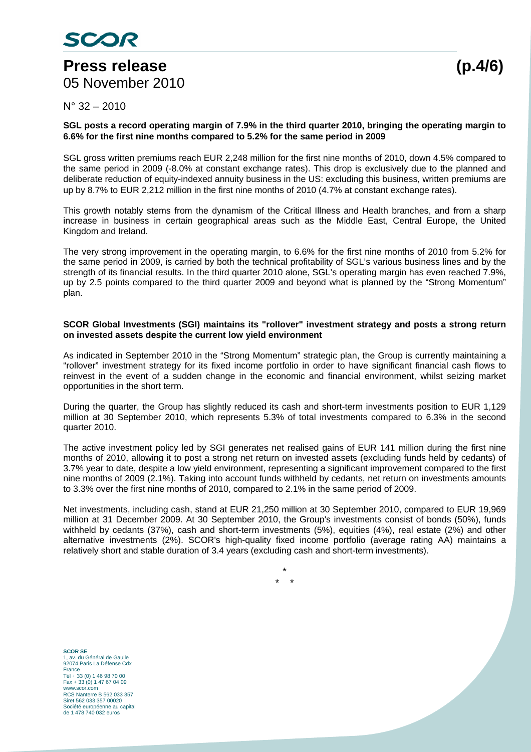**SGL posts a record operating margin of 7.9% in the third quarter 2010, bringing the operating margin to 6.6% for the first nine months compared to 5.2% for the same period in 2009**

SGL gross written premiums reach EUR 2,248 million for the first nine months of 2010, down 4.5% compared to the same period in 2009 (-8.0% at constant exchange rates). This drop is exclusively due to the planned and deliberate reduction of equity-indexed annuity business in the US: excluding this business, written premiums are up by 8.7% to EUR 2,212 million in the first nine months of 2010 (4.7% at constant exchange rates).

This growth notably stems from the dynamism of the Critical Illness and Health branches, and from a sharp increase in business in certain geographical areas such as the Middle East, Central Europe, the United Kingdom and Ireland.

The very strong improvement in the operating margin, to 6.6% for the first nine months of 2010 from 5.2% for the same period in 2009, is carried by both the technical profitability of SGL's various business lines and by the strength of its financial results. In the third quarter 2010 alone, SGL's operating margin has even reached 7.9%, up by 2.5 points compared to the third quarter 2009 and beyond what is planned by the "Strong Momentum" plan.

**SCOR Global Investments (SGI) maintains its "rollover" investment strategy and posts a strong return on invested assets despite the current low yield environment**

As indicated in September 2010 in the "Strong Momentum" strategic plan, the Group is currently maintaining a "rollover" investment strategy for its fixed income portfolio in order to have significant financial cash flows to reinvest in the event of a sudden change in the economic and financial environment, whilst seizing market opportunities in the short term.

During the quarter, the Group has slightly reduced its cash and short-term investments position to EUR 1,129 million at 30 September 2010, which represents 5.3% of total investments compared to 6.3% in the second quarter 2010.

The active investment policy led by SGI generates net realised gains of EUR 141 million during the first nine months of 2010, allowing it to post a strong net return on invested assets (excluding funds held by cedants) of 3.7% year to date, despite a low yield environment, representing a significant improvement compared to the first nine months of 2009 (2.1%). Taking into account funds withheld by cedants, net return on investments amounts to 3.3% over the first nine months of 2010, compared to 2.1% in the same period of 2009.

Net investments, including cash, stand at EUR 21,250 million at 30 September 2010, compared to EUR 19,969 million at 31 December 2009. At 30 September 2010, the Group's investments consist of bonds (50%), funds withheld by cedants (37%), cash and short-term investments (5%), equities (4%), real estate (2%) and other alternative investments (2%). SCOR's high-quality fixed income portfolio (average rating AA) maintains a relatively short and stable duration of 3.4 years (excluding cash and short-term investments).

\*
\* \*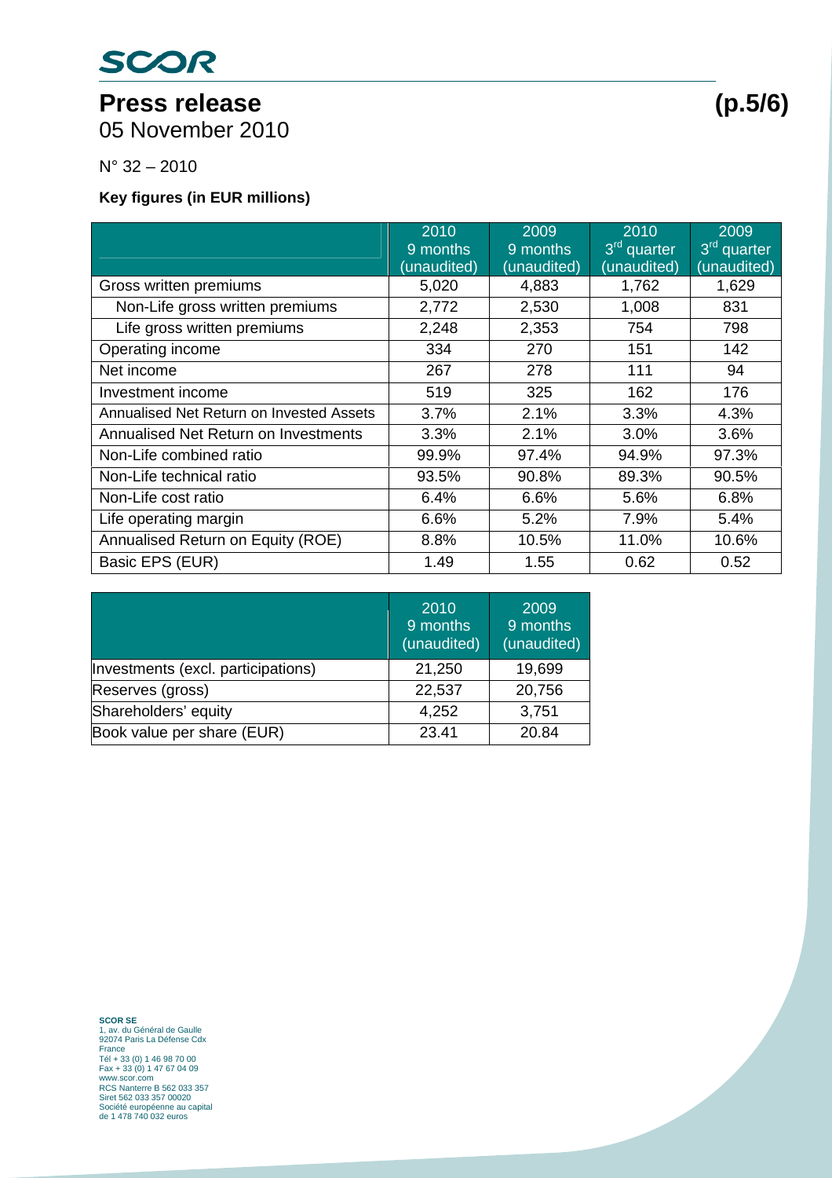# Press release

05 November 2010

N° 32 – 2010

**Key figures (in EUR millions)**

| | 2010 9 months (unaudited) | 2009 9 months (unaudited) | 2010 3rd quarter (unaudited) | 2009 3rd quarter (unaudited) |
|---|---|---|---|---|
| Gross written premiums | 5,020 | 4,883 | 1,762 | 1,629 |
| Non-Life gross written premiums | 2,772 | 2,530 | 1,008 | 831 |
| Life gross written premiums | 2,248 | 2,353 | 754 | 798 |
| Operating income | 334 | 270 | 151 | 142 |
| Net income | 267 | 278 | 111 | 94 |
| Investment income | 519 | 325 | 162 | 176 |
| Annualised Net Return on Invested Assets | 3.7% | 2.1% | 3.3% | 4.3% |
| Annualised Net Return on Investments | 3.3% | 2.1% | 3.0% | 3.6% |
| Non-Life combined ratio | 99.9% | 97.4% | 94.9% | 97.3% |
| Non-Life technical ratio | 93.5% | 90.8% | 89.3% | 90.5% |
| Non-Life cost ratio | 6.4% | 6.6% | 5.6% | 6.8% |
| Life operating margin | 6.6% | 5.2% | 7.9% | 5.4% |
| Annualised Return on Equity (ROE) | 8.8% | 10.5% | 11.0% | 10.6% |
| Basic EPS (EUR) | 1.49 | 1.55 | 0.62 | 0.52 |

| | 2010 9 months (unaudited) | 2009 9 months (unaudited) |
|---|---|---|
| Investments (excl. participations) | 21,250 | 19,699 |
| Reserves (gross) | 22,537 | 20,756 |
| Shareholders' equity | 4,252 | 3,751 |
| Book value per share (EUR) | 23.41 | 20.84 |

**SCOR SE**
1, av. du Général de Gaulle
92074 Paris La Défense Cdx
France
Tél + 33 (0) 1 46 98 70 00
Fax + 33 (0) 1 47 67 04 09
www.scor.com
RCS Nanterre B 562 033 357
Siret 562 033 357 00020
Société européenne au capital
de 1 478 740 032 euros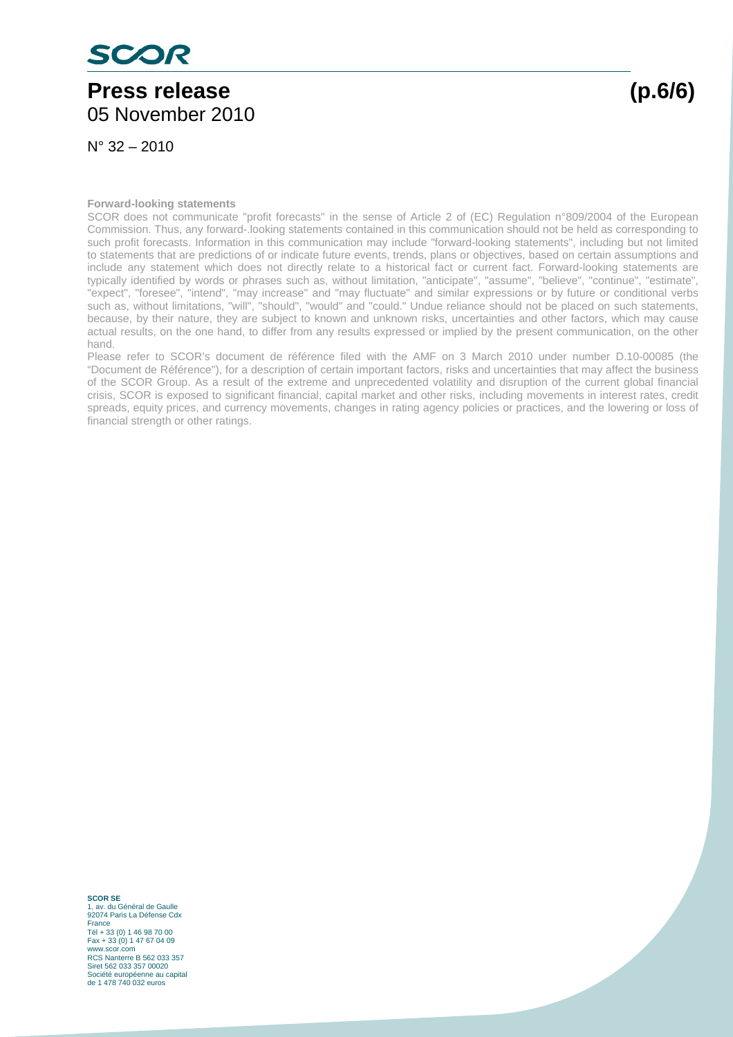**Forward-looking statements**

SCOR does not communicate "profit forecasts" in the sense of Article 2 of (EC) Regulation n°809/2004 of the European Commission. Thus, any forward-.looking statements contained in this communication should not be held as corresponding to such profit forecasts. Information in this communication may include "forward-looking statements", including but not limited to statements that are predictions of or indicate future events, trends, plans or objectives, based on certain assumptions and include any statement which does not directly relate to a historical fact or current fact. Forward-looking statements are typically identified by words or phrases such as, without limitation, "anticipate", "assume", "believe", "continue", "estimate", "expect", "foresee", "intend", "may increase" and "may fluctuate" and similar expressions or by future or conditional verbs such as, without limitations, "will", "should", "would" and "could." Undue reliance should not be placed on such statements, because, by their nature, they are subject to known and unknown risks, uncertainties and other factors, which may cause actual results, on the one hand, to differ from any results expressed or implied by the present communication, on the other hand.

Please refer to SCOR's document de référence filed with the AMF on 3 March 2010 under number D.10-00085 (the "Document de Référence"), for a description of certain important factors, risks and uncertainties that may affect the business of the SCOR Group. As a result of the extreme and unprecedented volatility and disruption of the current global financial crisis, SCOR is exposed to significant financial, capital market and other risks, including movements in interest rates, credit spreads, equity prices, and currency movements, changes in rating agency policies or practices, and the lowering or loss of financial strength or other ratings.